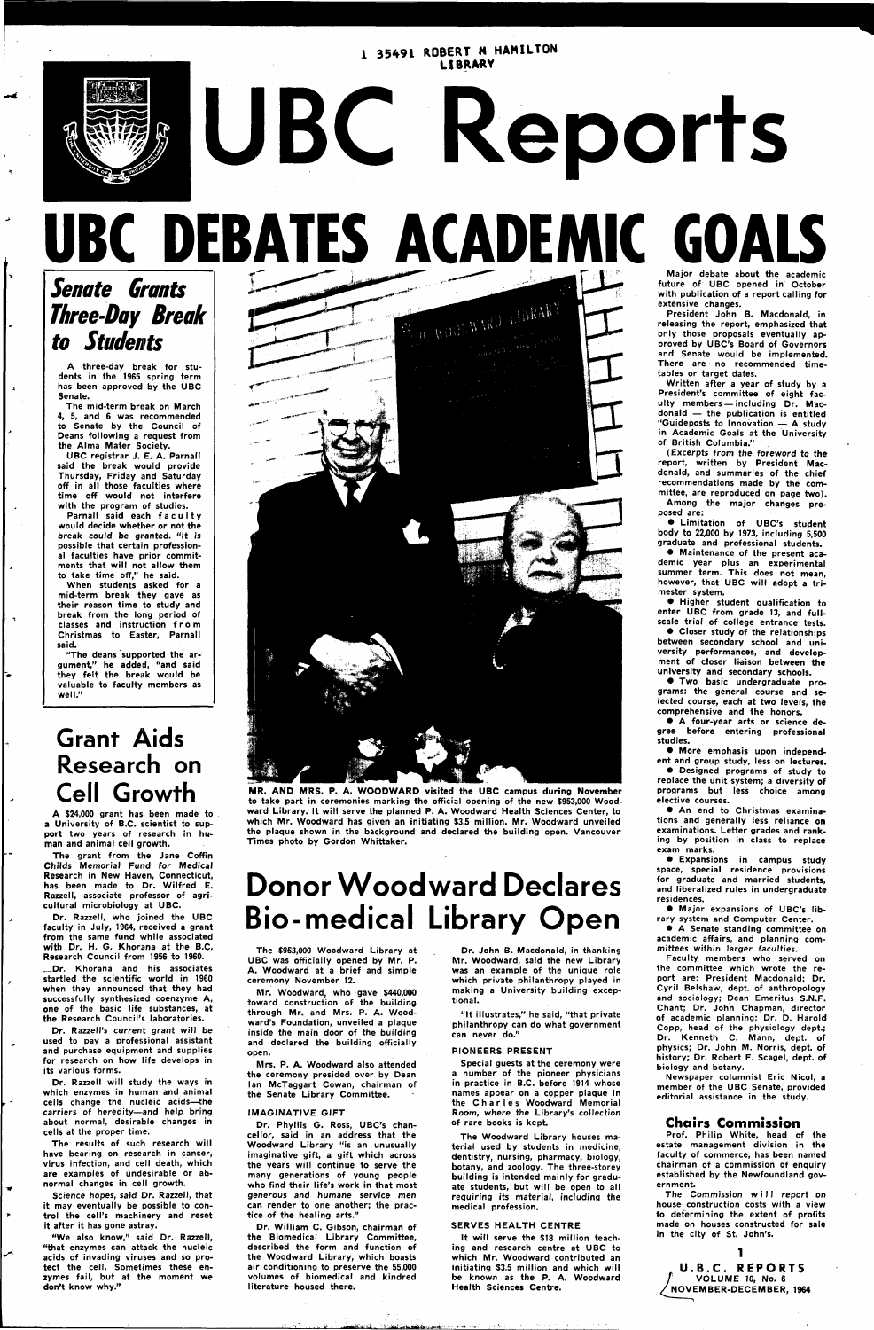1 35491 ROBERT M HAMILTON LIBRARY

# UBC Reports

# UBC DEBATES ACADEMIC GOALS

## *Senate Grants Three-Day Break to Students*

A three-day break for students in the 1965 spring term has been approved by the UBC Senate.

The mid-term break on March 4, 5, and 6 was recommended to Senate by the Council of Deans following a request from the Alma Mater Society.

UBC registrar J. E. A. Parnall said the break would provide Thursday, Friday and Saturday off in all those faculties where time off would not interfere with the program of studies.

Parnall said each faculty would decide whether or not the break could be granted. "It is possible that certain professional faculties have prior commitments that will not allow them to take time off," he said.

When students asked for a mid-term break they gave as their reason time to study and break from the long period of classes and instruction from Christmas to Easter, Parnall said.

"The deans supported the argument," he added, "and said they felt the break would be valuable to faculty members as well."

## Grant Aids Research on Cell Growth

A $24,000 grant has been made to a University of B.C. scientist to support two years of research in human and animal cell growth.

The grant from the Jane Coffin Childs Memorial Fund for Medical Research in New Haven, Connecticut, has been made to Dr. Wilfred E. Razzell, associate professor of agricultural microbiology at UBC.

Dr. Razzell, who joined the UBC faculty in July, 1964, received a grant from the same fund while associated with Dr. H. G. Khorana at the B.C. Research Council from 1956 to 1960.

Dr. Khorana and his associates startled the scientific world in 1960 when they announced that they had successfully synthesized coenzyme A, one of the basic life substances, at the Research Council's laboratories.

Dr. Razzell's current grant will be used to pay a professional assistant and purchase equipment and supplies for research on how life develops in its various forms.

Dr. Razzell will study the ways in which enzymes in human and animal cells change the nucleic acids—the carriers of heredity—and help bring about normal, desirable changes in cells at the proper time.

The results of such research will have bearing on research in cancer, virus infection, and cell death, which are examples of undesirable or abnormal changes in cell growth.

Science hopes, said Dr. Razzell, that it may eventually be possible to control the cell's machinery and reset it after it has gone astray.

"We also know," said Dr. Razzell, "that enzymes can attack the nucleic acids of invading viruses and so protect the cell. Sometimes these enzymes fail, but at the moment we don't know why."

MR. AND MRS. P. A. WOODWARD visited the UBC campus during November to take part in ceremonies marking the official opening of the new $953,000 Woodward Library. It will serve the planned P. A. Woodward Health Sciences Center, to which Mr. Woodward has given an initiating $3.5 million. Mr. Woodward unveiled the plaque shown in the background and declared the building open. Vancouver Times photo by Gordon Whittaker.

## Donor Woodward Declares Bio-medical Library Open

The $953,000 Woodward Library at UBC was officially opened by Mr. P. A. Woodward at a brief and simple ceremony November 12.

Mr. Woodward, who gave $440,000 toward construction of the building through Mr. and Mrs. P. A. Woodward's Foundation, unveiled a plaque inside the main door of the building and declared the building officially open.

Mrs. P. A. Woodward also attended the ceremony presided over by Dean Ian McTaggart Cowan, chairman of the Senate Library Committee.

### IMAGINATIVE GIFT

Dr. Phyllis G. Ross, UBC's chancellor, said in an address that the Woodward Library "is an unusually imaginative gift, a gift which across the years will continue to serve the many generations of young people who find their life's work in that most generous and humane service men can render to one another; the practice of the healing arts."

Dr. William C. Gibson, chairman of the Biomedical Library Committee, described the form and function of the Woodward Library, which boasts air conditioning to preserve the 55,000 volumes of biomedical and kindred literature housed there.

Dr. John B. Macdonald, in thanking Mr. Woodward, said the new Library was an example of the unique role which private philanthropy played in making a University building exceptional.

"It illustrates," he said, "that private philanthropy can do what government can never do."

### PIONEERS PRESENT

Special guests at the ceremony were a number of the pioneer physicians in practice in B.C. before 1914 whose names appear on a copper plaque in the Charles Woodward Memorial Room, where the Library's collection of rare books is kept.

The Woodward Library houses material used by students in medicine, dentistry, nursing, pharmacy, biology, botany, and zoology. The three-storey building is intended mainly for graduate students, but will be open to all requiring its material, including the medical profession.

### SERVES HEALTH CENTRE

It will serve the $18 million teaching and research centre at UBC to which Mr. Woodward contributed an initiating $3.5 million and which will be known as the P. A. Woodward Health Sciences Centre.

---

Major debate about the academic future of UBC opened in October with publication of a report calling for extensive changes.

President John B. Macdonald, in releasing the report, emphasized that only those proposals eventually approved by UBC's Board of Governors and Senate would be implemented. There are no recommended timetables or target dates.

Written after a year of study by a President's committee of eight faculty members — including Dr. Macdonald — the publication is entitled "Guideposts to Innovation — A study in Academic Goals at the University of British Columbia."

(Excerpts from the foreword to the report, written by President Macdonald, and summaries of the chief recommendations made by the committee, are reproduced on page two).

Among the major changes proposed are:

- Limitation of UBC's student body to 22,000 by 1973, including 5,500 graduate and professional students.
- Maintenance of the present academic year plus an experimental summer term. This does not mean, however, that UBC will adopt a trimester system.
- Higher student qualification to enter UBC from grade 13, and full-scale trial of college entrance tests.
- Closer study of the relationships between secondary school and university performances, and development of closer liaison between the university and secondary schools.
- Two basic undergraduate programs: the general course and selected course, each at two levels, the comprehensive and the honors.
- A four-year arts or science degree before entering professional studies.
- More emphasis upon independent and group study, less on lectures.
- Designed programs of study to replace the unit system; a diversity of programs but less choice among elective courses.
- An end to Christmas examinations and generally less reliance on examinations. Letter grades and ranking by position in class to replace exam marks.
- Expansions in campus study space, special residence provisions for graduate and married students, and liberalized rules in undergraduate residences.
- Major expansions of UBC's library system and Computer Center.
- A Senate standing committee on academic affairs, and planning committees within larger faculties.

Faculty members who served on the committee which wrote the report are: President Macdonald; Dr. Cyril Belshaw, dept. of anthropology and sociology; Dean Emeritus S.N.F. Chant; Dr. John Chapman, director of academic planning; Dr. D. Harold Copp, head of the physiology dept.; Dr. Kenneth C. Mann, dept. of physics; Dr. John M. Norris, dept. of history; Dr. Robert F. Scagel, dept. of biology and botany.

Newspaper columnist Eric Nicol, a member of the UBC Senate, provided editorial assistance in the study.

### Chairs Commission

Prof. Philip White, head of the estate management division in the faculty of commerce, has been named chairman of a commission of enquiry established by the Newfoundland government.

The Commission will report on house construction costs with a view to determining the extent of profits made on houses constructed for sale in the city of St. John's.

U.B.C. REPORTS
VOLUME 10, No. 6
NOVEMBER-DECEMBER, 1964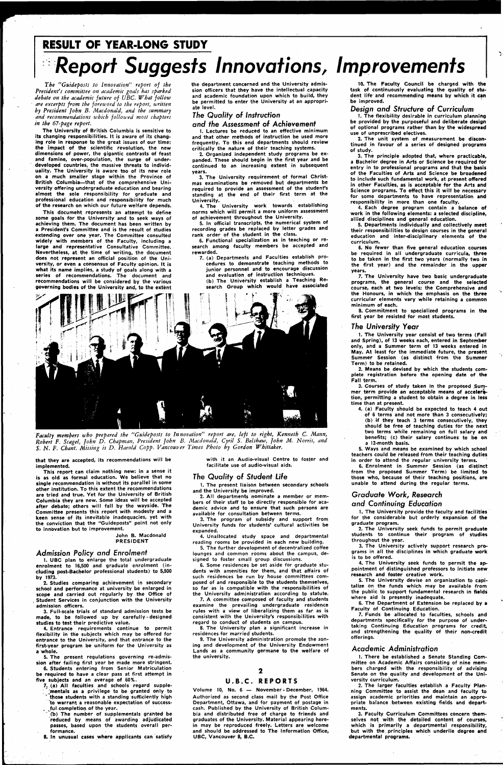## RESULT OF YEAR-LONG STUDY

# Report Suggests Innovations, Improvements

*The "Guideposts to Innovation" report of the President's committee on academic goals has sparked debate on the academic future of UBC. What follow are excerpts from the foreword to the report, written by President John B. Macdonald, and the summary and recommendations which followed most chapters in the 67-page report.*

The University of British Columbia is sensitive to its changing responsibilities. It is aware of its changing role in response to the great issues of our time: the impact of the scientific revolution, the new dimensions of power, the gigantic contrasts of feast and famine, over-population, the surge of under-developed countries, the massive threats to individuality. The University is aware too of its new role on a much smaller stage within the Province of British Columbia—that of the comprehensive University offering undergraduate education and bearing almost the sole responsibility for graduate and professional education and responsibility for much of the research on which our future welfare depends.

This document represents an attempt to define some goals for the University and to seek ways of achieving them. The document has been written by a President's Committee and is the result of studies extending over one year. The Committee consulted widely with members of the Faculty, including a large and representative Consultative Committee. Nevertheless, at the time of writing, the document does not represent an official position of the University, or even a consensus of Faculty opinion. It is what its name implies, a study of goals along with a series of recommendations. The document and recommendations will be considered by the various governing bodies of the University and, to the extent that they are accepted, its recommendations will be implemented.

This report can claim nothing new: in a sense it is as old as formal education. We believe that no single recommendation is without its parallel in some other institution. To this extent the recommendations are tried and true. Yet for the University of British Columbia they are new. Some ideas will be accepted after debate; others will fall by the wayside. The Committee presents this report with modesty and a keen sense of its inevitable inadequacies, yet with the conviction that the "Guideposts" point not only to innovation but to improvement.

John B. Macdonald
PRESIDENT

### Admission Policy and Enrolment

1. UBC plan to enlarge the total undergraduate enrolment to 16,500 and graduate enrolment (including post-Bachelor professional students) to 5,500 by 1973.
2. Studies comparing achievement in secondary school and performance at university be enlarged in scope and carried out regularly by the Office of Student Services in conjunction with the University admission officers.
3. Full-scale trials of standard admission tests be made, to be followed up by carefully-designed studies to test their predictive value.
4. Entrance requirements continue to permit flexibility in the subjects which may be offered for entrance to the University, and that entrance to the first-year program be uniform for the University as a whole.
5. The present regulations governing re-admission after failing first year be made more stringent.
6. Students entering from Senior Matriculation be required to have a clear pass at first attempt in five subjects and an average of 60%.
7. (a) All faculties and schools regard supplementals as a privilege to be granted only to those students with a standing sufficiently high to warrant a reasonable expectation of successful completion of the year.
   (b) The number of supplementals granted be reduced by means of awarding adjudicated passes, based upon the students overall performance.
8. In unusual cases where applicants can satisfy the department concerned and the University admission officers that they have the intellectual capacity and academic foundation upon which to build, they be permitted to enter the University at an appropriate level.

### The Quality of Instruction and the Assessment of Achievement

1. Lectures be reduced to an effective minimum and that other methods of instruction be used more frequently. To this end departments should review critically the nature of their teaching systems.
2. Organized independent study programs be expanded. These should begin in the first year and be continued to an increasing extent in subsequent years.
3. The University requirement of formal Christmas examinations be removed but departments be required to provide an assessment of the student's standing at the end of their first term at the University.
4. The University work towards establishing norms which will permit a more uniform assessment of achievement throughout the University.
5. In official transcripts, the numerical system of recording grades be replaced by letter grades and rank order of the student in the class.
6. Functional specialization as in teaching or research among faculty members be accepted and rewarded.
7. (a) Departments and Faculties establish procedures to demonstrate teaching methods to junior personnel and to encourage discussion and evaluation of instruction techniques.
   (b) The University establish a Teaching Research Group which would have associated with it an Audio-visual Centre to foster and facilitate use of audio-visual aids.

*Faculty members who prepared the "Guideposts to Innovation" report are, left to right, Kenneth C. Mann, Robert F. Scagel, John D. Chapman, President John B. Macdonald, Cyril S. Belshaw, John M. Norris, and S. N. F. Chant. Missing is D. Harold Copp. Vancouver Times Photo by Gordon Whittaker.*

### The Quality of Student Life

1. The present liaison between secondary schools and the University be improved.
2. All departments nominate a member or members of their staff to be directly responsible for academic advice and to ensure that such persons are available for consultation between terms.
3. The program of subsidy and support from University funds for students' cultural activities be expanded.
4. Unallocated study space and departmental reading rooms be provided in each new building.
5. The further development of decentralized coffee lounges and common rooms about the campus, designed to foster small group discussions.
6. Some residences be set aside for graduate students with amenities for them, and that affairs of such residences be run by house committees composed of and responsible to the students themselves, so far as is compatible with the responsibilities of the University administration according to statute.
7. A committee composed of faculty and students examine the prevailing undergraduate residence rules with a view of liberalizing them as far as is consistent with the University's responsibilities with regard to conduct of students on campus.
8. The University plan a significant increase in residences for married students.
9. The University administration promote the zoning and development of the University Endowment Lands as a community germane to the welfare of the university.
10. The Faculty Council be charged with the task of continuously evaluating the quality of student life and recommending means by which it can be improved.

### Design and Structure of Curriculum

1. The flexibility desirable in curriculum planning be provided by the purposeful and deliberate design of optional programs rather than by the widespread use of unprescribed electives.
2. The unit system of measurement be discontinued in favour of a series of designed programs of study.
3. The principle adopted that, where practicable, a Bachelor degree in Arts or Science be required for entry in to professional programs and that the basis of the Faculties of Arts and Science be broadened to include such fundamental work, at present offered in other Faculties, as is acceptable for the Arts and Science programs. To effect this it will be necessary for some departments to have representation and responsibility in more than one faculty.
4. Each degree program contain a balance of work in the following elements: a selected discipline, allied disciplines and general education.
5. Departments individually and collectively meet their responsibilities to design courses in the general education and inter-disciplinary elements of the curriculum.
6. No fewer than five general education courses be required in all undergraduate curricula, three to be taken in the first two years (normally two in the first year) and the remainder in the upper years.
7. The University have two basic undergraduate programs, the general course and the selected course, each at two levels: the Comprehensive and the Honours, in which the emphasis on the three curricular elements vary while retaining a common minimum of each.
8. Commitment to specialized programs in the first year be resisted for most students.

### The University Year

1. The University year consist of two terms (Fall and Spring), of 13 weeks each, entered in September only, and a Summer term of 13 weeks entered in May. At least for the immediate future, the present Summer Session (as distinct from the Summer Term) to be retained.
2. Means be devised by which the students complete registration before the opening date of the Fall term.
3. Courses of study taken in the proposed Summer term provide an acceptable means of acceleration, permitting a student to obtain a degree in less time than at present.
4. (a) Faculty should be expected to teach 4 out of 6 terms and not more than 3 consecutively; (b) if they teach 3 terms consecutively, they should be free of teaching duties for the next two terms while remaining on full salary and benefits; (c) their salary continues to be on a 12-month basis.
5. Ways and means be examined by which school teachers could be released from their teaching duties in order to attend the regular university terms.
6. Enrolment in Summer Session (as distinct from the proposed Summer Term) be limited to those who, because of their teaching positions, are unable to attend during the regular terms.

### Graduate Work, Research and Continuing Education

1. The University provide the faculty and facilities for the considerable but orderly expansion of the graduate program.
2. The University seek funds to permit graduate students to continue their program of studies throughout the year.
3. The University actively support research programs in all the disciplines in which graduate work is to be offered.
4. The University seek funds to permit the appointment of distinguished professors to initiate new research and foster creative work.
5. The University devise an organization to capitalize on the funds which may be available from the public to support fundamental research in fields where aid is presently inadequate.
6. The Department of Extension be replaced by a Faculty of Continuing Education.
7. Funds be allocated to faculties, schools and departments specifically for the purpose of undertaking Continuing Education programs for credit, and strengthening the quality of their non-credit offerings.

### Academic Administration

1. There be established a Senate Standing Committee on Academic Affairs consisting of nine members charged with the responsibility of advising Senate on the quality and development of the University curriculum.
2. The larger faculties establish a Faculty Planning Committee to assist the dean and faculty to assign academic priorities and maintain an appropriate balance between existing fields and departments.
3. Faculty Curriculum Committees concern themselves not with the detailed content of courses, which is primarily a departmental responsibility, but with the principles which underlie degree and departmental programs.

---

**U.B.C. REPORTS**

Volume 10, No. 6 — November - December, 1964.
Authorized as second class mail by the Post Office Department, Ottawa, and for payment of postage in cash. Published by the University of British Columbia and distributed free of charge to friends and graduates of the University. Material appearing herein may be reproduced freely. Letters are welcome and should be addressed to The Information Office, UBC, Vancouver 8, B.C.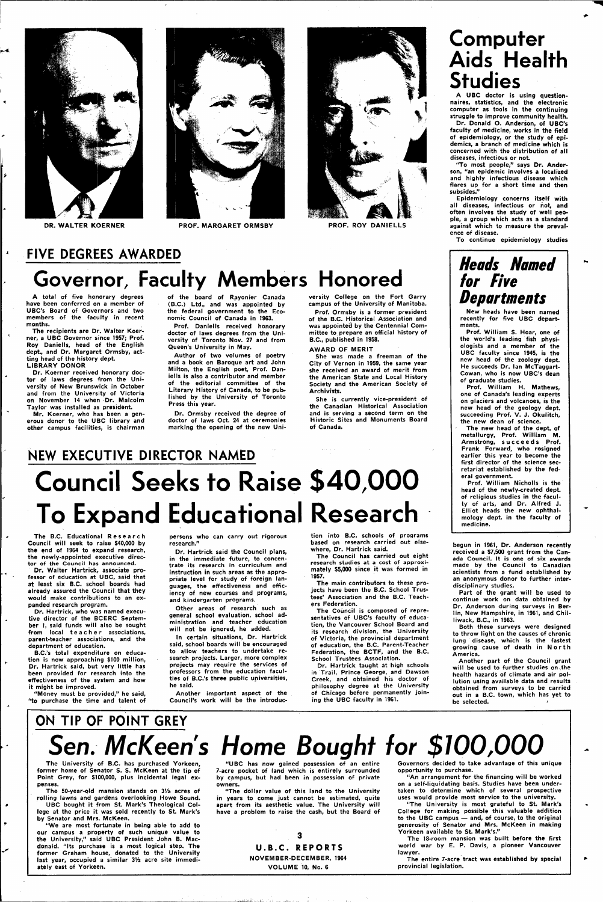DR. WALTER KOERNER

PROF. MARGARET ORMSBY

PROF. ROY DANIELLS

## FIVE DEGREES AWARDED

# Governor, Faculty Members Honored

A total of five honorary degrees have been conferred on a member of UBC's Board of Governors and two members of the faculty in recent months.

The recipients are Dr. Walter Koerner, a UBC Governor since 1957; Prof. Roy Daniells, head of the English dept., and Dr. Margaret Ormsby, acting head of the history dept.

### LIBRARY DONOR

Dr. Koerner received honorary doctor of laws degrees from the University of New Brunswick in October and from the University of Victoria on November 14 when Dr. Malcolm Taylor was installed as president.

Mr. Koerner, who has been a generous donor to the UBC library and other campus facilities, is chairman of the board of Rayonier Canada (B.C.) Ltd., and was appointed by the federal government to the Economic Council of Canada in 1963.

Prof. Daniells received honorary doctor of laws degrees from the University of Toronto Nov. 27 and from Queen's University in May.

Author of two volumes of poetry and a book on Baroque art and John Milton, the English poet, Prof. Daniells is also a contributor and member of the editorial committee of the Literary History of Canada, to be published by the University of Toronto Press this year.

Dr. Ormsby received the degree of doctor of laws Oct. 24 at ceremonies marking the opening of the new University College on the Fort Garry campus of the University of Manitoba.

Prof. Ormsby is a former president of the B.C. Historical Association and was appointed by the Centennial Committee to prepare an official history of B.C., published in 1958.

### AWARD OF MERIT

She was made a freeman of the City of Vernon in 1959, the same year she received an award of merit from the American State and Local History Society and the American Society of Archivists.

She is currently vice-president of the Canadian Historical Association and is serving a second term on the Historic Sites and Monuments Board of Canada.

## NEW EXECUTIVE DIRECTOR NAMED

# Council Seeks to Raise $40,000 To Expand Educational Research

The B.C. Educational Research Council will seek to raise $40,000 by the end of 1964 to expand research, the newly-appointed executive director of the Council has announced.

Dr. Walter Hartrick, associate professor of education at UBC, said that at least six B.C. school boards had already assured the Council that they would make contributions to an expanded research program.

Dr. Hartrick, who was named executive director of the BCERC September 1, said funds will also be sought from local teacher associations, parent-teacher associations, and the department of education.

B.C.'s total expenditure on education is now approaching $100 million, Dr. Hartrick said, but very little has been provided for research into the effectiveness of the system and how it might be improved.

"Money must be provided," he said, "to purchase the time and talent of persons who can carry out rigorous research."

Dr. Hartrick said the Council plans, in the immediate future, to concentrate its research in curriculum and instruction in such areas as the appropriate level for study of foreign languages, the effectiveness and efficiency of new courses and programs, and kindergarten programs.

Other areas of research such as general school evaluation, school administration and teacher education will not be ignored, he added.

In certain situations, Dr. Hartrick said, school boards will be encouraged to allow teachers to undertake research projects. Larger, more complex projects may require the services of professors from the education faculties of B.C.'s three public universities, he said.

Another important aspect of the Council's work will be the introduction into B.C. schools of programs based on research carried out elsewhere, Dr. Hartrick said.

The Council has carried out eight research studies at a cost of approximately $5,000 since it was formed in 1957.

The main contributors to these projects have been the B.C. School Trustees' Association and the B.C. Teachers Federation.

The Council is composed of representatives of UBC's faculty of education, the Vancouver School Board and its research division, the University of Victoria, the provincial department of education, the B.C. Parent-Teacher Federation, the BCTF, and the B.C. School Trustees Association.

Dr. Hartrick taught at high schools in Trail, Prince George, and Dawson Creek, and obtained his doctor of philosophy degree at the University of Chicago before permanently joining the UBC faculty in 1961.

# Computer Aids Health Studies

A UBC doctor is using questionnaires, statistics, and the electronic computer as tools in the continuing struggle to improve community health.

Dr. Donald O. Anderson, of UBC's faculty of medicine, works in the field of epidemiology, or the study of epidemics, a branch of medicine which is concerned with the distribution of all diseases, infectious or not.

"To most people," says Dr. Anderson, "an epidemic involves a localized and highly infectious disease which flares up for a short time and then subsides."

Epidemiology concerns itself with all diseases, infectious or not, and often involves the study of well people, a group which acts as a standard against which to measure the prevalence of disease.

To continue epidemiology studies begun in 1961, Dr. Anderson recently received a $7,500 grant from the Canada Council. It is one of six awards made by the Council to Canadian scientists from a fund established by an anonymous donor to further interdisciplinary studies.

Part of the grant will be used to continue work on data obtained by Dr. Anderson during surveys in Berlin, New Hampshire, in 1961, and Chilliwack, B.C., in 1963.

Both these surveys were designed to throw light on the causes of chronic lung disease, which is the fastest growing cause of death in North America.

Another part of the Council grant will be used to further studies on the health hazards of climate and air pollution using available data and results obtained from surveys to be carried out in a B.C. town, which has yet to be selected.

# *Heads Named for Five Departments*

New heads have been named recently for five UBC departments.

Prof. William S. Hoar, one of the world's leading fish physiologists and a member of the UBC faculty since 1945, is the new head of the zoology dept. He succeeds Dr. Ian McTaggart-Cowan, who is now UBC's dean of graduate studies.

Prof. William H. Mathews, one of Canada's leading experts on glaciers and volcanoes, is the new head of the geology dept. succeeding Prof. V. J. Okulitch, the new dean of science.

The new head of the dept. of metallurgy, Prof. William M. Armstrong, succeeds Prof. Frank Forward, who resigned earlier this year to become the first director of the science secretariat established by the federal government.

Prof. William Nicholls is the head of the newly-created dept. of religious studies in the faculty of arts, and Dr. Alfred J. Elliot heads the new ophthalmology dept. in the faculty of medicine.

## ON TIP OF POINT GREY

# *Sen. McKeen's Home Bought for $100,000*

The University of B.C. has purchased Yorkeen, former home of Senator S. S. McKeen at the tip of Point Grey, for $100,000, plus incidental legal expenses.

The 50-year-old mansion stands on 3½ acres of rolling lawns and gardens overlooking Howe Sound.

UBC bought it from St. Mark's Theological College at the price it was sold recently to St. Mark's by Senator and Mrs. McKeen.

"We are most fortunate in being able to add to our campus a property of such unique value to the University," said UBC President John B. Macdonald. "Its purchase is a most logical step. The former Graham house, donated to the University last year, occupied a similar 3½ acre site immediately east of Yorkeen.

"UBC has now gained possession of an entire 7-acre pocket of land which is entirely surrounded by campus, but had been in possession of private owners.

"The dollar value of this land to the University in years to come just cannot be estimated, quite apart from its aesthetic value. The University will have a problem to raise the cash, but the Board of Governors decided to take advantage of this unique opportunity to purchase.

"An arrangement for the financing will be worked on a self-liquidating basis. Studies have been undertaken to determine which of several prospective uses would provide most service to the university.

"The University is most grateful to St. Mark's College for making possible this valuable addition to the UBC campus — and, of course, to the original generosity of Senator and Mrs. McKeen in making Yorkeen available to St. Mark's."

The 18-room mansion was built before the first world war by E. P. Davis, a pioneer Vancouver lawyer.

The entire 7-acre tract was established by special provincial legislation.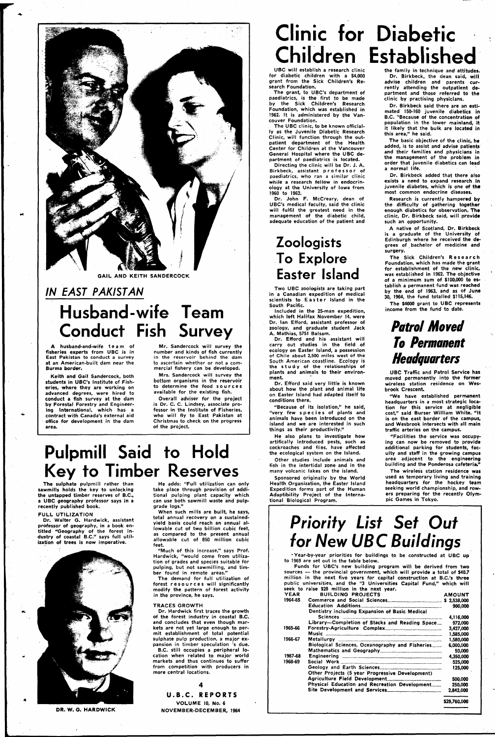GAIL AND KEITH SANDERCOCK

## *IN EAST PAKISTAN*

# Husband-wife Team Conduct Fish Survey

A husband-and-wife team of fisheries experts from UBC is in East Pakistan to conduct a survey at an American-built dam near the Burma border.

Keith and Gail Sandercock, both students in UBC's Institute of Fisheries, where they are working on advanced degrees, were hired to conduct a fish survey at the dam by Forestal Forestry and Engineering International, which has a contract with Canada's external aid office for development in the dam area.

Mr. Sandercock will survey the number and kinds of fish currently in the reservoir behind the dam to ascertain whether or not a commercial fishery can be developed.

Mrs. Sandercock will survey the bottom organisms in the reservoir to determine the food sources available for the existing fish.

Overall adviser for the project is Dr. C. C. Lindsey, associate professor in the Institute of Fisheries, who will fly to East Pakistan at Christmas to check on the progress of the project.

# Pulpmill Said to Hold Key to Timber Reserves

The sulphate pulpmill rather than sawmills holds the key to unlocking the untapped timber reserves of B.C., a UBC geography professor says in a recently published book.

### FULL UTILIZATION

Dr. Walter G. Hardwick, assistant professor of geography, in a book entitled "Geography of the forest industry of coastal B.C." says full utilization of trees is now imperative.

DR. W. G. HARDWICK

He adds: "Full utilization can only take place through provision of additional pulping plant capacity which can use both sawmill waste and pulpgrade logs."

When such mills are built, he says, total annual recovery on a sustained-yield basis could reach an annual allowable cut of two billion cubic feet, as compared to the present annual allowable cut of 850 million cubic feet.

"Much of this increase," says Prof. Hardwick, "would come from utilization of grades and species suitable for pulping, but not sawmilling, and timber found in remote areas."

The demand for full utilization of forest resources will significantly modify the pattern of forest activity in the province, he says.

### TRACES GROWTH

Dr. Hardwick first traces the growth of the forest industry in coastal B.C. and concludes that even though markets are not yet large enough to permit establishment of total potential sulphate pulp production, a major expansion in timber speculation is due.

B.C. still occupies a peripheral location when related to major world markets and thus continues to suffer from competition with producers in more central locations.

# Clinic for Diabetic Children Established

UBC will establish a research clinic for diabetic children with a $4,000 grant from the Sick Children's Research Foundation.

The grant, to UBC's department of paediatrics, is the first to be made by the Sick Children's Research Foundation, which was established in 1962. It is administered by the Vancouver Foundation.

The UBC clinic, to be known officially as the Juvenile Diabetic Research Clinic, will function through the outpatient department of the Health Center for Children at the Vancouver General Hospital where the UBC department of paediatrics is located.

Directing the clinic will be Dr. J. A. Birkbeck, assistant professor of paediatrics, who ran a similar clinic while a research fellow in endocrinology at the University of Iowa from 1960 to 1962.

Dr. John F. McCreary, dean of UBC's medical faculty, said the clinic will fulfil the greatest need in the management of the diabetic child, adequate education of the patient and the family in technique and attitudes.

Dr. Birkbeck, the dean said, will advise children and parents currently attending the outpatient department and those referred to the clinic by practising physicians.

Dr. Birkbeck said there are an estimated 150-160 juvenile diabetics in B.C. "Because of the concentration of population in the lower mainland, it it likely that the bulk are located in this area," he said.

The basic objective of the clinic, he added, is to assist and advise patients and their families and physicians in the management of the problem in order that juvenile diabetics can lead a normal life.

Dr. Birkbeck added that there also exists a need to expand research in juvenile diabetes, which is one of the most common endocrine diseases.

Research is currently hampered by the difficulty of gathering together enough diabetics for observation. The clinic, Dr. Birkbeck said, will provide such an opportunity.

A native of Scotland, Dr. Birkbeck is a graduate of the University of Edinburgh where he received the degrees of bachelor of medicine and surgery.

The Sick Children's Research Foundation, which has made the grant for establishment of the new clinic, was established in 1962. The objective of a minimum sum of $100,000 to establish a permanent fund was reached by the end of 1963, and as of June 30, 1964, the fund totalled $115,146.

The $4000 grant to UBC represents income from the fund to date.

# Zoologists To Explore Easter Island

Two UBC zoologists are taking part in a Canadian expedition of medical scientists to Easter Island in the South Pacific.

Included in the 25-man expedition, which left Halifax November 14, were Dr. Ian Efford, assistant professor of zoology, and graduate student Jack A. Mathias, 5751 Balsam.

Dr. Efford and his assistant will carry out studies in the field of ecology on Easter Island, a possession of Chile about 2,500 miles west of the South American coastline. Ecology is the study of the relationships of plants and animals to their environment.

Dr. Efford said very little is known about how the plant and animal life on Easter Island had adapted itself to conditions there.

"Because of its isolation," he said, "very few species of plants and animals have been introduced on the island and we are interested in such things as their productivity."

He also plans to investigate how artificially introduced pests, such as cockroaches and flies, have affected the ecological system on the island.

Other studies include animals and fish in the intertidal zone and in the many volcanic lakes on the island.

Sponsored originally by the World Health Organization, the Easter Island Expedition forms part of the Human Adaptibility Project of the International Biological Program.

# *Patrol Moved To Permanent Headquarters*

UBC Traffic and Patrol Service has moved permanently into the former wireless station residence on Wesbrook Crescent.

"We have established permanent headquarters in a most strategic location for this service at negligible cost," said Burser William White. "It is on the east border of the campus, and Wesbrook intersects with all main traffic arteries on the campus.

"Facilities the service was occupying can now be removed to provide additional parking for students, faculty and staff in the growing campus area adjacent to the engineering building and the Ponderosa cafeteria."

The wireless station residence was used as temporary living and training headquarters for the hockey team seeking world championship, and rowers preparing for the recently Olympic Games in Tokyo.

# *Priority List Set Out for New UBC Buildings*

Year-by-year priorities for buildings to be constructed at UBC up to 1969 are set out in the table below.

Funds for UBC's new building program will be derived from two sources — the provincial government, which will provide a total of $40.7 million in the next five years for capital construction at B.C.'s three public universities, and the "3 Universities Capital Fund," which will seek to raise $28 million in the next year.

| YEAR | BUILDING PROJECTS | AMOUNT |
|---|---|---|
| 1964-65 | Commerce and Social Sciences | $ 2,538,000 |
| | Education Additions | 900,000 |
| | Dentistry including Expansion of Basic Medical Sciences | 4,116,000 |
| | Library—Completion of Stacks and Reading Space | 972,000 |
| 1965-66 | Forestry-Agriculture Complex | 3,427,000 |
| | Music | 1,585,000 |
| 1966-67 | Metallurgy | 1,580,000 |
| | Biological Sciences, Oceanography and Fisheries | 6,000,000 |
| | Mathematics and Geography | 50,000 |
| 1967-68 | Engineering | 4,350,000 |
| 1968-69 | Social Work | 525,000 |
| | Geology and Earth Sciences | 125,000 |
| | Other Projects (5 year Progressive Development) | |
| | Agriculture Field Development | 500,000 |
| | Physical Education and Recreation Development | 250,000 |
| | Site Development and Services | 2,842,000 |
| | | $29,760,000 |

U.B.C. REPORTS
VOLUME 10, No. 6
NOVEMBER-DECEMBER, 1964